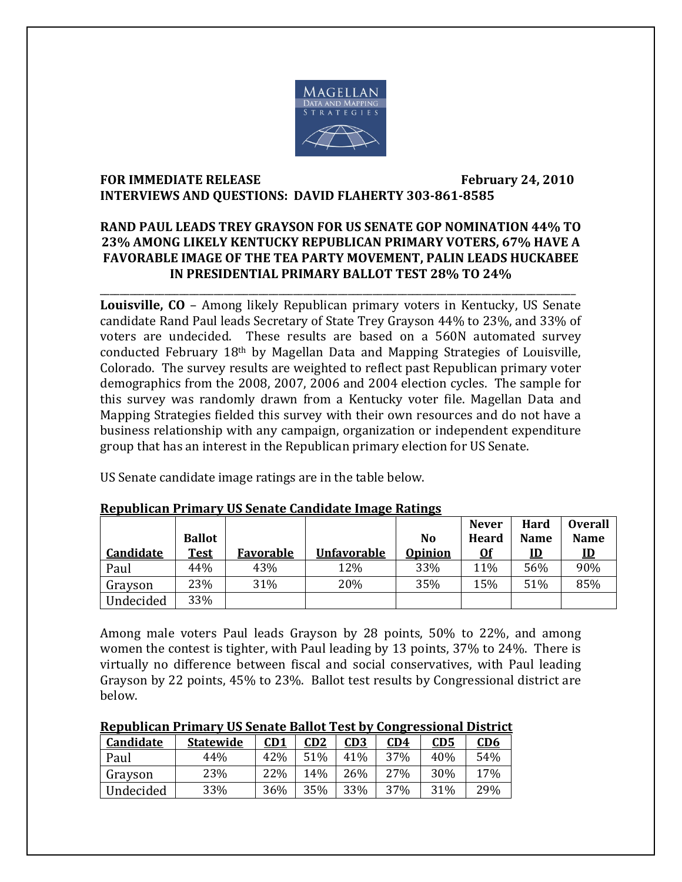**FOR IMMEDIATE RELEASE** **February 24, 2010**
**INTERVIEWS AND QUESTIONS: DAVID FLAHERTY 303-861-8585**

## RAND PAUL LEADS TREY GRAYSON FOR US SENATE GOP NOMINATION 44% TO 23% AMONG LIKELY KENTUCKY REPUBLICAN PRIMARY VOTERS, 67% HAVE A FAVORABLE IMAGE OF THE TEA PARTY MOVEMENT, PALIN LEADS HUCKABEE IN PRESIDENTIAL PRIMARY BALLOT TEST 28% TO 24%

---

**Louisville, CO** – Among likely Republican primary voters in Kentucky, US Senate candidate Rand Paul leads Secretary of State Trey Grayson 44% to 23%, and 33% of voters are undecided. These results are based on a 560N automated survey conducted February 18th by Magellan Data and Mapping Strategies of Louisville, Colorado. The survey results are weighted to reflect past Republican primary voter demographics from the 2008, 2007, 2006 and 2004 election cycles. The sample for this survey was randomly drawn from a Kentucky voter file. Magellan Data and Mapping Strategies fielded this survey with their own resources and do not have a business relationship with any campaign, organization or independent expenditure group that has an interest in the Republican primary election for US Senate.

US Senate candidate image ratings are in the table below.

**Republican Primary US Senate Candidate Image Ratings**

| Candidate | Ballot Test | Favorable | Unfavorable | No Opinion | Never Heard Of | Hard Name ID | Overall Name ID |
|---|---|---|---|---|---|---|---|
| Paul | 44% | 43% | 12% | 33% | 11% | 56% | 90% |
| Grayson | 23% | 31% | 20% | 35% | 15% | 51% | 85% |
| Undecided | 33% | | | | | | |

Among male voters Paul leads Grayson by 28 points, 50% to 22%, and among women the contest is tighter, with Paul leading by 13 points, 37% to 24%. There is virtually no difference between fiscal and social conservatives, with Paul leading Grayson by 22 points, 45% to 23%. Ballot test results by Congressional district are below.

**Republican Primary US Senate Ballot Test by Congressional District**

| Candidate | Statewide | CD1 | CD2 | CD3 | CD4 | CD5 | CD6 |
|---|---|---|---|---|---|---|---|
| Paul | 44% | 42% | 51% | 41% | 37% | 40% | 54% |
| Grayson | 23% | 22% | 14% | 26% | 27% | 30% | 17% |
| Undecided | 33% | 36% | 35% | 33% | 37% | 31% | 29% |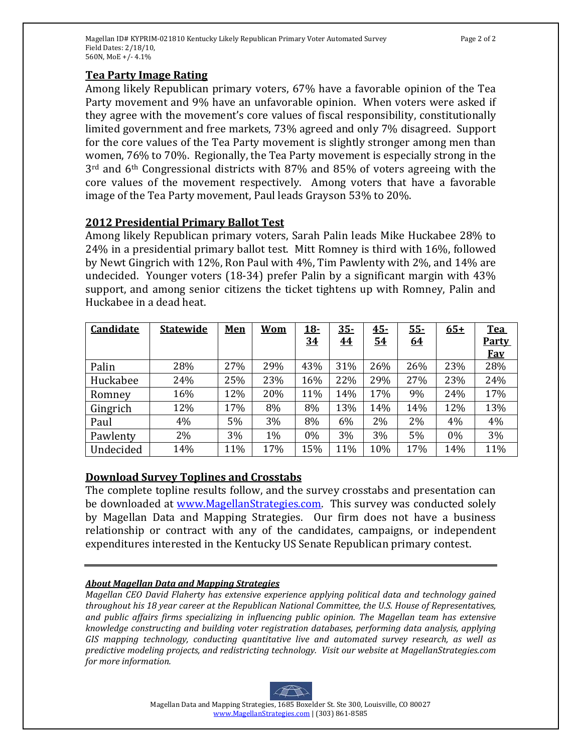## Tea Party Image Rating

Among likely Republican primary voters, 67% have a favorable opinion of the Tea Party movement and 9% have an unfavorable opinion. When voters were asked if they agree with the movement's core values of fiscal responsibility, constitutionally limited government and free markets, 73% agreed and only 7% disagreed. Support for the core values of the Tea Party movement is slightly stronger among men than women, 76% to 70%. Regionally, the Tea Party movement is especially strong in the 3rd and 6th Congressional districts with 87% and 85% of voters agreeing with the core values of the movement respectively. Among voters that have a favorable image of the Tea Party movement, Paul leads Grayson 53% to 20%.

## 2012 Presidential Primary Ballot Test

Among likely Republican primary voters, Sarah Palin leads Mike Huckabee 28% to 24% in a presidential primary ballot test. Mitt Romney is third with 16%, followed by Newt Gingrich with 12%, Ron Paul with 4%, Tim Pawlenty with 2%, and 14% are undecided. Younger voters (18-34) prefer Palin by a significant margin with 43% support, and among senior citizens the ticket tightens up with Romney, Palin and Huckabee in a dead heat.

| Candidate | Statewide | Men | Wom | 18-34 | 35-44 | 45-54 | 55-64 | 65+ | Tea Party Fav |
|---|---|---|---|---|---|---|---|---|---|
| Palin | 28% | 27% | 29% | 43% | 31% | 26% | 26% | 23% | 28% |
| Huckabee | 24% | 25% | 23% | 16% | 22% | 29% | 27% | 23% | 24% |
| Romney | 16% | 12% | 20% | 11% | 14% | 17% | 9% | 24% | 17% |
| Gingrich | 12% | 17% | 8% | 8% | 13% | 14% | 14% | 12% | 13% |
| Paul | 4% | 5% | 3% | 8% | 6% | 2% | 2% | 4% | 4% |
| Pawlenty | 2% | 3% | 1% | 0% | 3% | 3% | 5% | 0% | 3% |
| Undecided | 14% | 11% | 17% | 15% | 11% | 10% | 17% | 14% | 11% |

## Download Survey Toplines and Crosstabs

The complete topline results follow, and the survey crosstabs and presentation can be downloaded at www.MagellanStrategies.com. This survey was conducted solely by Magellan Data and Mapping Strategies. Our firm does not have a business relationship or contract with any of the candidates, campaigns, or independent expenditures interested in the Kentucky US Senate Republican primary contest.

---

***About Magellan Data and Mapping Strategies***

*Magellan CEO David Flaherty has extensive experience applying political data and technology gained throughout his 18 year career at the Republican National Committee, the U.S. House of Representatives, and public affairs firms specializing in influencing public opinion. The Magellan team has extensive knowledge constructing and building voter registration databases, performing data analysis, applying GIS mapping technology, conducting quantitative live and automated survey research, as well as predictive modeling projects, and redistricting technology. Visit our website at MagellanStrategies.com for more information.*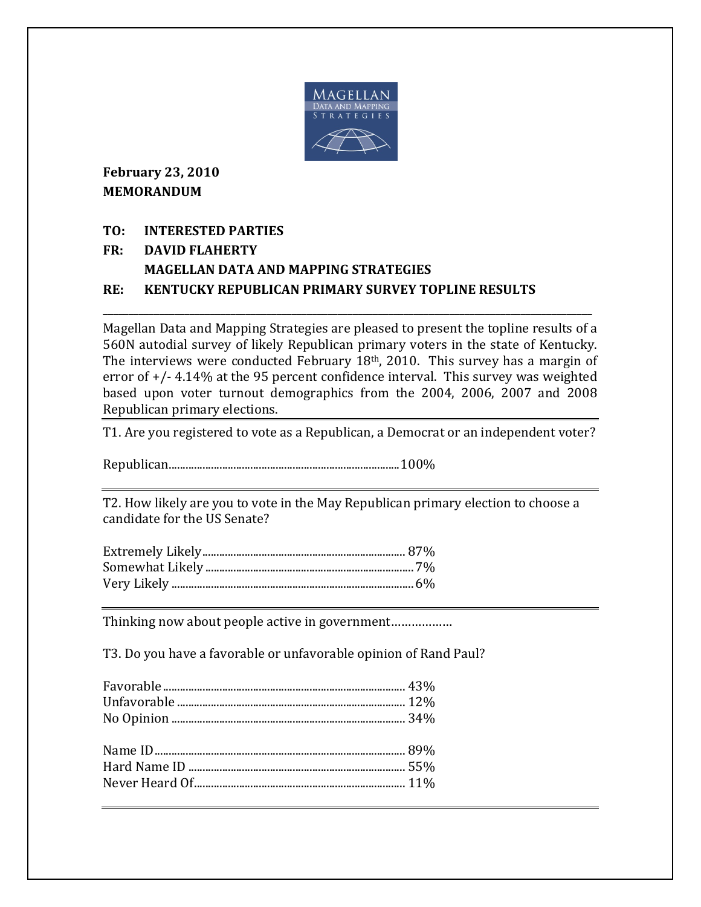**February 23, 2010**
**MEMORANDUM**

**TO: INTERESTED PARTIES**
**FR: DAVID FLAHERTY**
**MAGELLAN DATA AND MAPPING STRATEGIES**
**RE: KENTUCKY REPUBLICAN PRIMARY SURVEY TOPLINE RESULTS**

---

Magellan Data and Mapping Strategies are pleased to present the topline results of a 560N autodial survey of likely Republican primary voters in the state of Kentucky. The interviews were conducted February 18th, 2010. This survey has a margin of error of +/- 4.14% at the 95 percent confidence interval. This survey was weighted based upon voter turnout demographics from the 2004, 2006, 2007 and 2008 Republican primary elections.

---

T1. Are you registered to vote as a Republican, a Democrat or an independent voter?

Republican....................................................100%

---

T2. How likely are you to vote in the May Republican primary election to choose a candidate for the US Senate?

Extremely Likely.................................................87%
Somewhat Likely...................................................7%
Very Likely.........................................................6%

---

Thinking now about people active in government………………

T3. Do you have a favorable or unfavorable opinion of Rand Paul?

Favorable..........................................................43%
Unfavorable.......................................................12%
No Opinion.........................................................34%

Name ID............................................................89%
Hard Name ID......................................................55%
Never Heard Of....................................................11%

---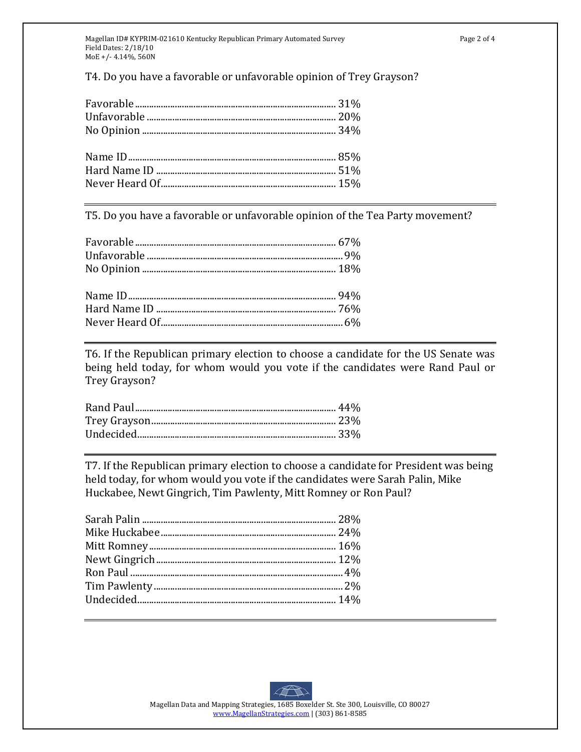T4. Do you have a favorable or unfavorable opinion of Trey Grayson?

| | |
|---|---|
| Favorable | 31% |
| Unfavorable | 20% |
| No Opinion | 34% |

| | |
|---|---|
| Name ID | 85% |
| Hard Name ID | 51% |
| Never Heard Of | 15% |

T5. Do you have a favorable or unfavorable opinion of the Tea Party movement?

| | |
|---|---|
| Favorable | 67% |
| Unfavorable | 9% |
| No Opinion | 18% |

| | |
|---|---|
| Name ID | 94% |
| Hard Name ID | 76% |
| Never Heard Of | 6% |

T6. If the Republican primary election to choose a candidate for the US Senate was being held today, for whom would you vote if the candidates were Rand Paul or Trey Grayson?

| | |
|---|---|
| Rand Paul | 44% |
| Trey Grayson | 23% |
| Undecided | 33% |

T7. If the Republican primary election to choose a candidate for President was being held today, for whom would you vote if the candidates were Sarah Palin, Mike Huckabee, Newt Gingrich, Tim Pawlenty, Mitt Romney or Ron Paul?

| | |
|---|---|
| Sarah Palin | 28% |
| Mike Huckabee | 24% |
| Mitt Romney | 16% |
| Newt Gingrich | 12% |
| Ron Paul | 4% |
| Tim Pawlenty | 2% |
| Undecided | 14% |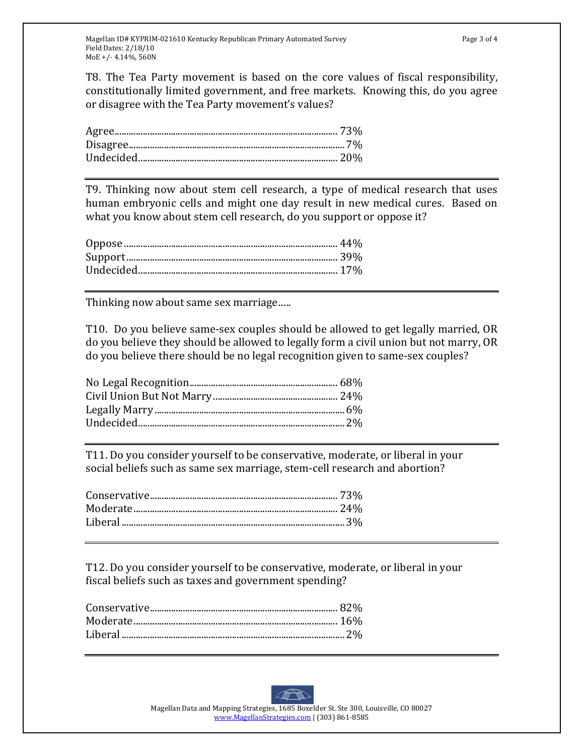T8. The Tea Party movement is based on the core values of fiscal responsibility, constitutionally limited government, and free markets. Knowing this, do you agree or disagree with the Tea Party movement's values?

| | |
|---|---|
| Agree | 73% |
| Disagree | 7% |
| Undecided | 20% |

---

T9. Thinking now about stem cell research, a type of medical research that uses human embryonic cells and might one day result in new medical cures. Based on what you know about stem cell research, do you support or oppose it?

| | |
|---|---|
| Oppose | 44% |
| Support | 39% |
| Undecided | 17% |

---

Thinking now about same sex marriage.....

T10. Do you believe same-sex couples should be allowed to get legally married, OR do you believe they should be allowed to legally form a civil union but not marry, OR do you believe there should be no legal recognition given to same-sex couples?

| | |
|---|---|
| No Legal Recognition | 68% |
| Civil Union But Not Marry | 24% |
| Legally Marry | 6% |
| Undecided | 2% |

---

T11. Do you consider yourself to be conservative, moderate, or liberal in your social beliefs such as same sex marriage, stem-cell research and abortion?

| | |
|---|---|
| Conservative | 73% |
| Moderate | 24% |
| Liberal | 3% |

---

T12. Do you consider yourself to be conservative, moderate, or liberal in your fiscal beliefs such as taxes and government spending?

| | |
|---|---|
| Conservative | 82% |
| Moderate | 16% |
| Liberal | 2% |

---

Magellan Data and Mapping Strategies, 1685 Boxelder St. Ste 300, Louisville, CO 80027
www.MagellanStrategies.com | (303) 861-8585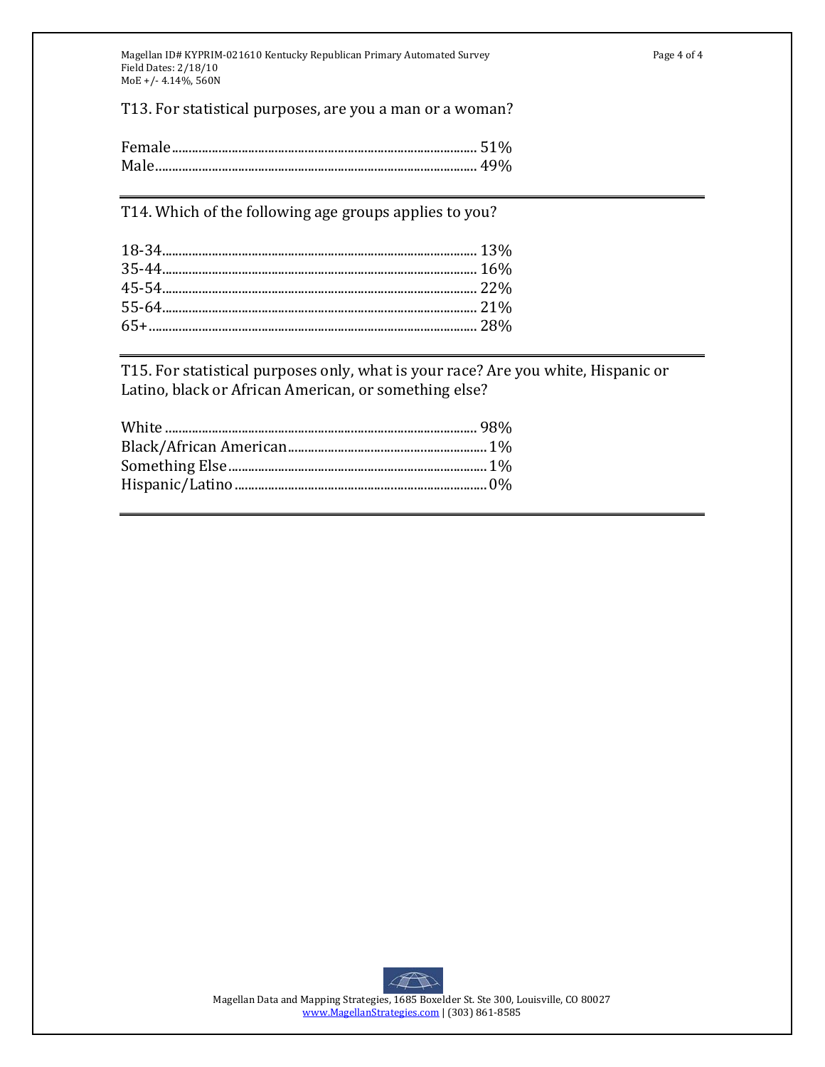T13. For statistical purposes, are you a man or a woman?

| | |
|---|---|
| Female | 51% |
| Male | 49% |

T14. Which of the following age groups applies to you?

| | |
|---|---|
| 18-34 | 13% |
| 35-44 | 16% |
| 45-54 | 22% |
| 55-64 | 21% |
| 65+ | 28% |

T15. For statistical purposes only, what is your race? Are you white, Hispanic or Latino, black or African American, or something else?

| | |
|---|---|
| White | 98% |
| Black/African American | 1% |
| Something Else | 1% |
| Hispanic/Latino | 0% |